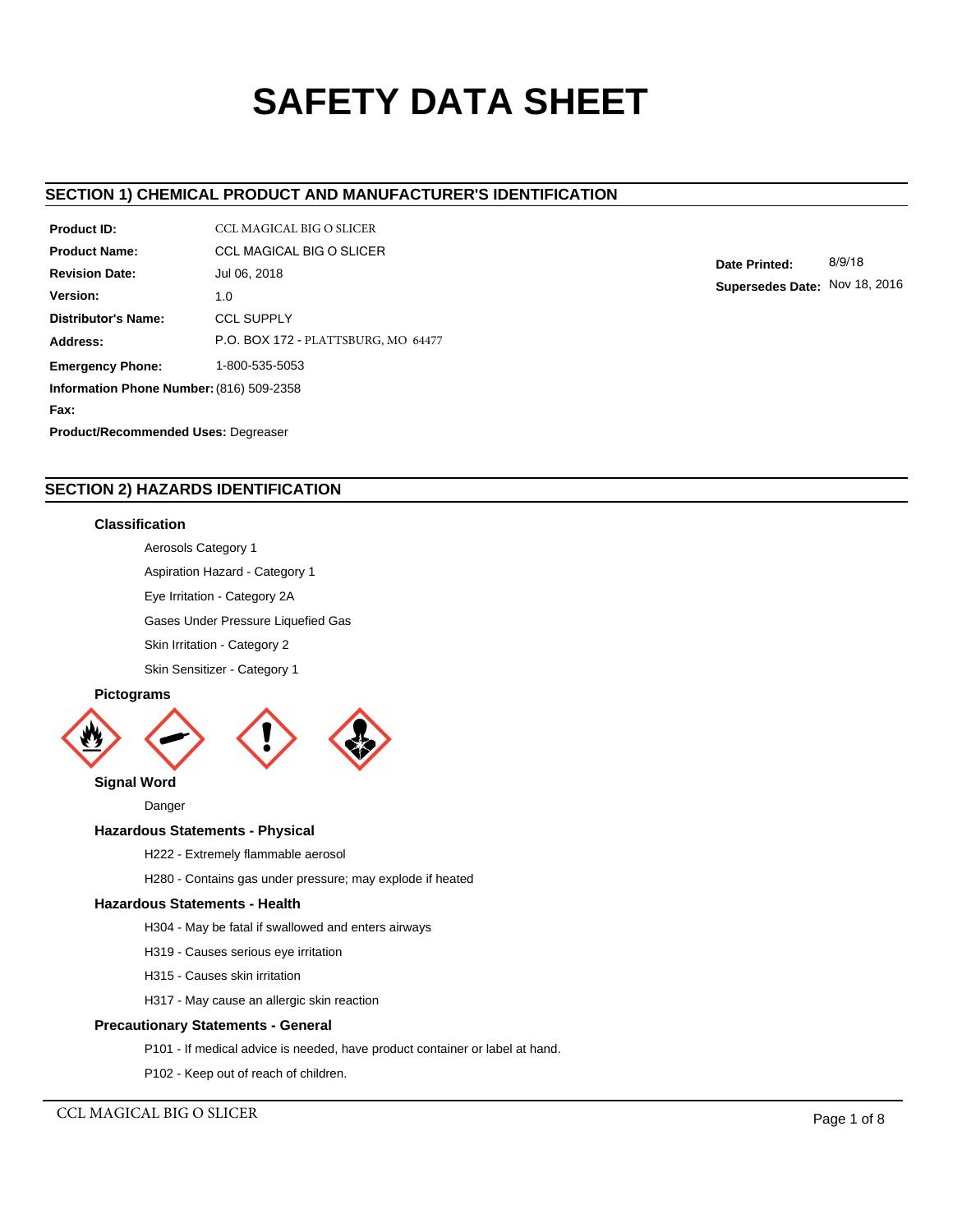# SAFETY DATA SHEET

## SECTION 1) CHEMICAL PRODUCT AND MANUFACTURER'S IDENTIFICATION

**Product ID:** CCL MAGICAL BIG O SLICER

**Product Name:** CCL MAGICAL BIG O SLICER

**Revision Date:** Jul 06, 2018

**Version:** 1.0

**Distributor's Name:** CCL SUPPLY

**Address:** P.O. BOX 172 - PLATTSBURG, MO 64477

**Emergency Phone:** 1-800-535-5053

**Information Phone Number:** (816) 509-2358

**Fax:**

**Product/Recommended Uses:** Degreaser

**Date Printed:** 8/9/18

**Supersedes Date:** Nov 18, 2016

## SECTION 2) HAZARDS IDENTIFICATION

### Classification

Aerosols Category 1

Aspiration Hazard - Category 1

Eye Irritation - Category 2A

Gases Under Pressure Liquefied Gas

Skin Irritation - Category 2

Skin Sensitizer - Category 1

### Pictograms

### Signal Word

Danger

### Hazardous Statements - Physical

H222 - Extremely flammable aerosol

H280 - Contains gas under pressure; may explode if heated

### Hazardous Statements - Health

H304 - May be fatal if swallowed and enters airways

H319 - Causes serious eye irritation

H315 - Causes skin irritation

H317 - May cause an allergic skin reaction

### Precautionary Statements - General

P101 - If medical advice is needed, have product container or label at hand.

P102 - Keep out of reach of children.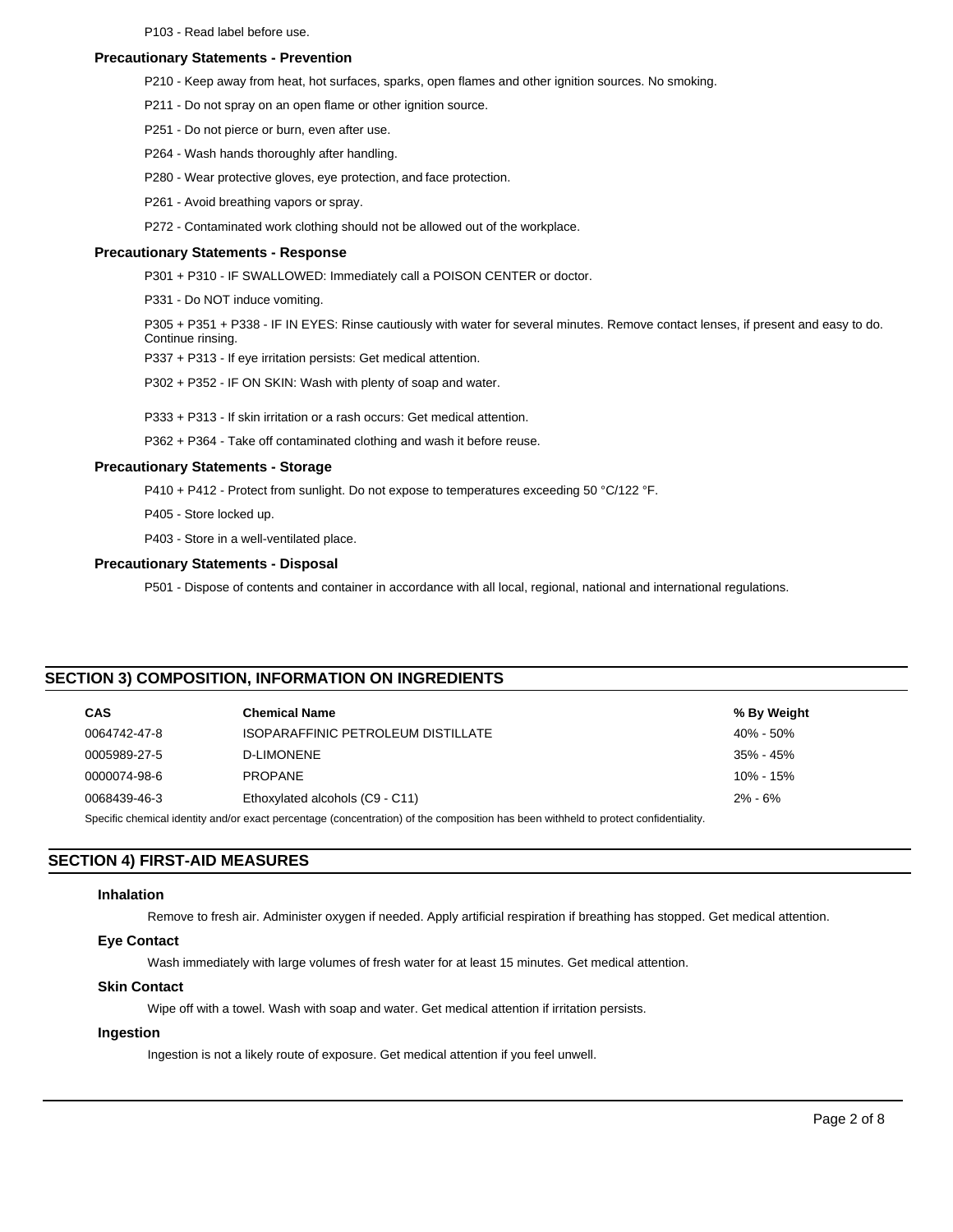P103 - Read label before use.

### Precautionary Statements - Prevention

P210 - Keep away from heat, hot surfaces, sparks, open flames and other ignition sources. No smoking.

P211 - Do not spray on an open flame or other ignition source.

P251 - Do not pierce or burn, even after use.

P264 - Wash hands thoroughly after handling.

P280 - Wear protective gloves, eye protection, and face protection.

P261 - Avoid breathing vapors or spray.

P272 - Contaminated work clothing should not be allowed out of the workplace.

### Precautionary Statements - Response

P301 + P310 - IF SWALLOWED: Immediately call a POISON CENTER or doctor.

P331 - Do NOT induce vomiting.

P305 + P351 + P338 - IF IN EYES: Rinse cautiously with water for several minutes. Remove contact lenses, if present and easy to do. Continue rinsing.

P337 + P313 - If eye irritation persists: Get medical attention.

P302 + P352 - IF ON SKIN: Wash with plenty of soap and water.

P333 + P313 - If skin irritation or a rash occurs: Get medical attention.

P362 + P364 - Take off contaminated clothing and wash it before reuse.

### Precautionary Statements - Storage

P410 + P412 - Protect from sunlight. Do not expose to temperatures exceeding 50 °C/122 °F.

P405 - Store locked up.

P403 - Store in a well-ventilated place.

### Precautionary Statements - Disposal

P501 - Dispose of contents and container in accordance with all local, regional, national and international regulations.

## SECTION 3) COMPOSITION, INFORMATION ON INGREDIENTS

| CAS | Chemical Name | % By Weight |
|---|---|---|
| 0064742-47-8 | ISOPARAFFINIC PETROLEUM DISTILLATE | 40% - 50% |
| 0005989-27-5 | D-LIMONENE | 35% - 45% |
| 0000074-98-6 | PROPANE | 10% - 15% |
| 0068439-46-3 | Ethoxylated alcohols (C9 - C11) | 2% - 6% |

Specific chemical identity and/or exact percentage (concentration) of the composition has been withheld to protect confidentiality.

## SECTION 4) FIRST-AID MEASURES

### Inhalation

Remove to fresh air. Administer oxygen if needed. Apply artificial respiration if breathing has stopped. Get medical attention.

### Eye Contact

Wash immediately with large volumes of fresh water for at least 15 minutes. Get medical attention.

### Skin Contact

Wipe off with a towel. Wash with soap and water. Get medical attention if irritation persists.

### Ingestion

Ingestion is not a likely route of exposure. Get medical attention if you feel unwell.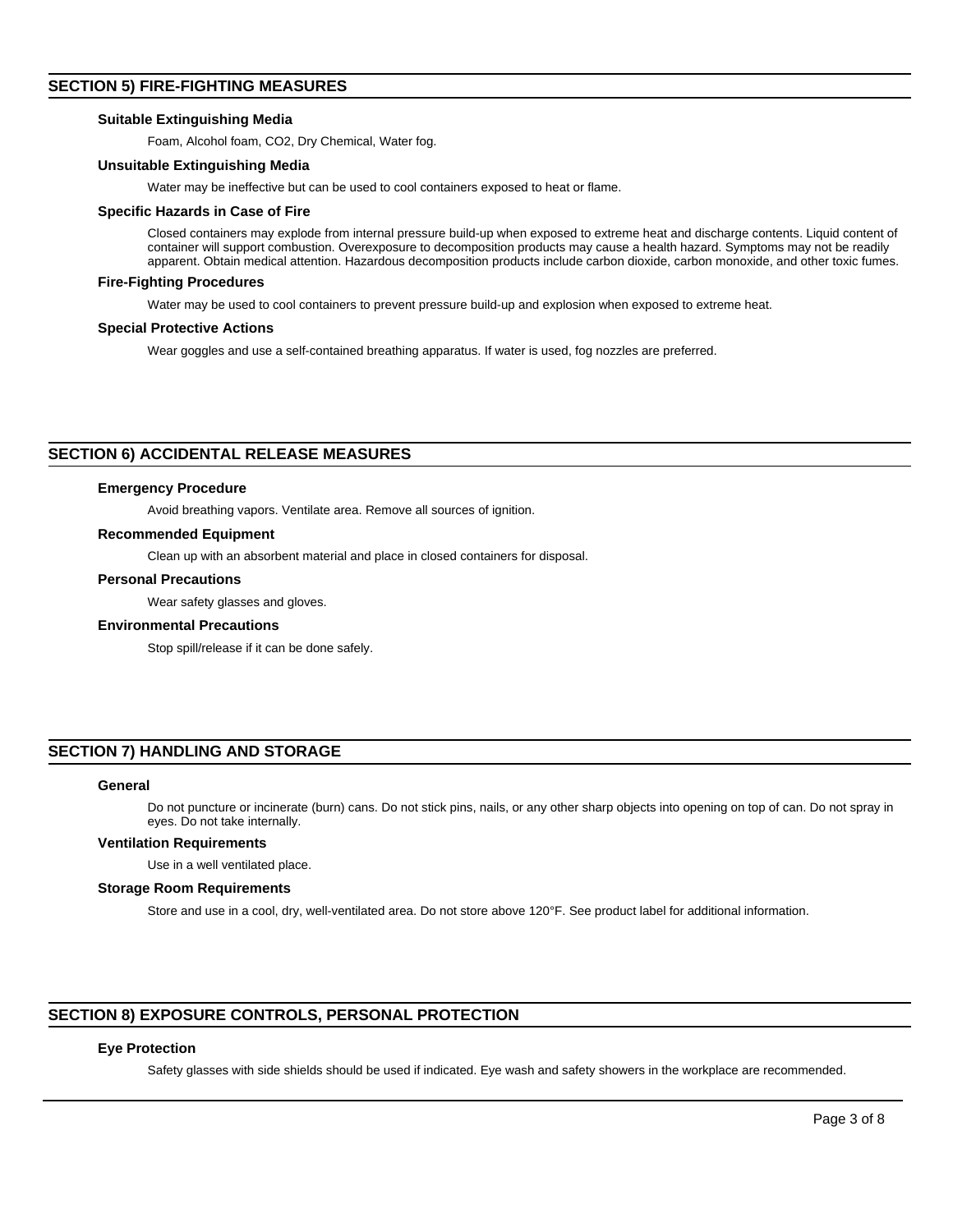## SECTION 5) FIRE-FIGHTING MEASURES

### Suitable Extinguishing Media

Foam, Alcohol foam, $CO_2$, Dry Chemical, Water fog.

### Unsuitable Extinguishing Media

Water may be ineffective but can be used to cool containers exposed to heat or flame.

### Specific Hazards in Case of Fire

Closed containers may explode from internal pressure build-up when exposed to extreme heat and discharge contents. Liquid content of container will support combustion. Overexposure to decomposition products may cause a health hazard. Symptoms may not be readily apparent. Obtain medical attention. Hazardous decomposition products include carbon dioxide, carbon monoxide, and other toxic fumes.

### Fire-Fighting Procedures

Water may be used to cool containers to prevent pressure build-up and explosion when exposed to extreme heat.

### Special Protective Actions

Wear goggles and use a self-contained breathing apparatus. If water is used, fog nozzles are preferred.

## SECTION 6) ACCIDENTAL RELEASE MEASURES

### Emergency Procedure

Avoid breathing vapors. Ventilate area. Remove all sources of ignition.

### Recommended Equipment

Clean up with an absorbent material and place in closed containers for disposal.

### Personal Precautions

Wear safety glasses and gloves.

### Environmental Precautions

Stop spill/release if it can be done safely.

## SECTION 7) HANDLING AND STORAGE

### General

Do not puncture or incinerate (burn) cans. Do not stick pins, nails, or any other sharp objects into opening on top of can. Do not spray in eyes. Do not take internally.

### Ventilation Requirements

Use in a well ventilated place.

### Storage Room Requirements

Store and use in a cool, dry, well-ventilated area. Do not store above 120°F. See product label for additional information.

## SECTION 8) EXPOSURE CONTROLS, PERSONAL PROTECTION

### Eye Protection

Safety glasses with side shields should be used if indicated. Eye wash and safety showers in the workplace are recommended.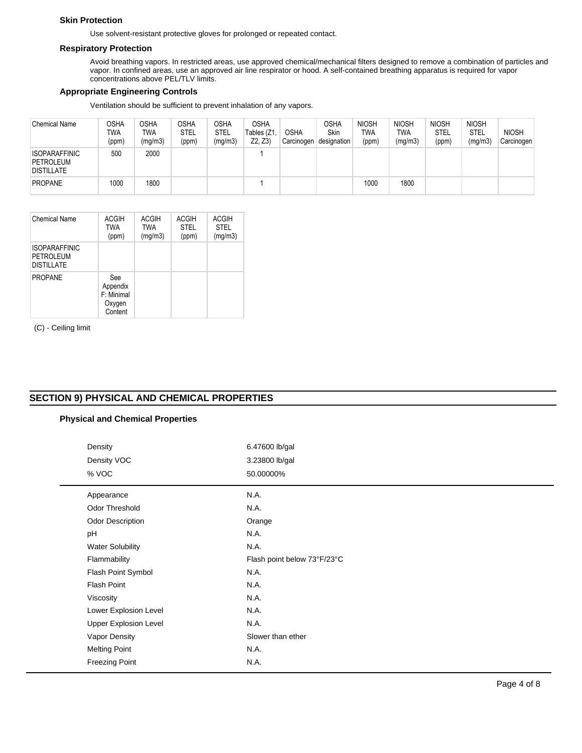### Skin Protection

Use solvent-resistant protective gloves for prolonged or repeated contact.

### Respiratory Protection

Avoid breathing vapors. In restricted areas, use approved chemical/mechanical filters designed to remove a combination of particles and vapor. In confined areas, use an approved air line respirator or hood. A self-contained breathing apparatus is required for vapor concentrations above PEL/TLV limits.

### Appropriate Engineering Controls

Ventilation should be sufficient to prevent inhalation of any vapors.

| Chemical Name | OSHA TWA (ppm) | OSHA TWA (mg/m3) | OSHA STEL (ppm) | OSHA STEL (mg/m3) | OSHA Tables (Z1, Z2, Z3) | OSHA Carcinogen | OSHA Skin designation | NIOSH TWA (ppm) | NIOSH TWA (mg/m3) | NIOSH STEL (ppm) | NIOSH STEL (mg/m3) | NIOSH Carcinogen |
|---|---|---|---|---|---|---|---|---|---|---|---|---|
| ISOPARAFFINIC PETROLEUM DISTILLATE | 500 | 2000 | | | 1 | | | | | | | |
| PROPANE | 1000 | 1800 | | | 1 | | | 1000 | 1800 | | | |

| Chemical Name | ACGIH TWA (ppm) | ACGIH TWA (mg/m3) | ACGIH STEL (ppm) | ACGIH STEL (mg/m3) |
|---|---|---|---|---|
| ISOPARAFFINIC PETROLEUM DISTILLATE | | | | |
| PROPANE | See Appendix F: Minimal Oxygen Content | | | |

(C) - Ceiling limit

## SECTION 9) PHYSICAL AND CHEMICAL PROPERTIES

### Physical and Chemical Properties

| | |
|---|---|
| Density | 6.47600 lb/gal |
| Density VOC | 3.23800 lb/gal |
| % VOC | 50.00000% |
| Appearance | N.A. |
| Odor Threshold | N.A. |
| Odor Description | Orange |
| pH | N.A. |
| Water Solubility | N.A. |
| Flammability | Flash point below 73°F/23°C |
| Flash Point Symbol | N.A. |
| Flash Point | N.A. |
| Viscosity | N.A. |
| Lower Explosion Level | N.A. |
| Upper Explosion Level | N.A. |
| Vapor Density | Slower than ether |
| Melting Point | N.A. |
| Freezing Point | N.A. |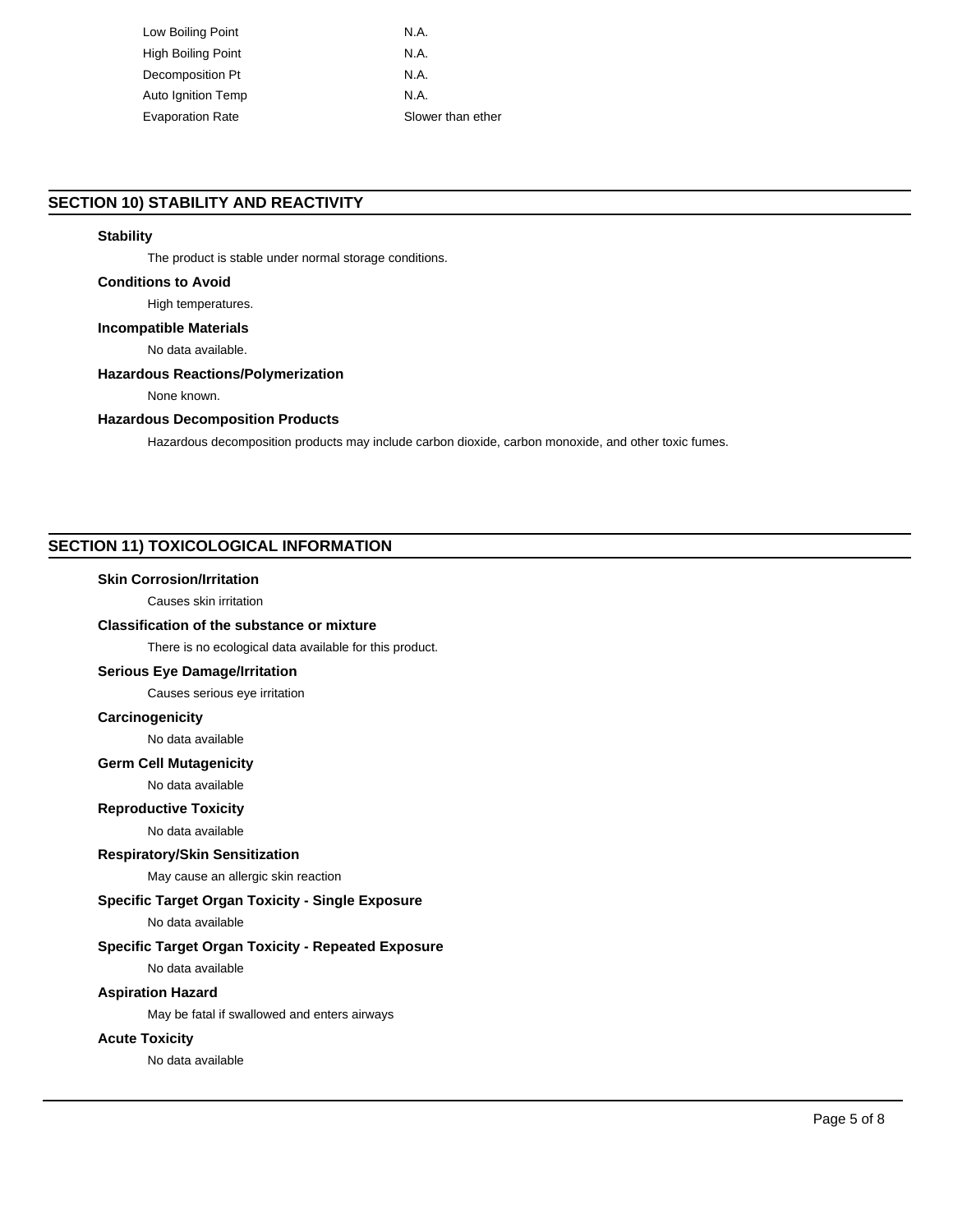| | |
|---|---|
| Low Boiling Point | N.A. |
| High Boiling Point | N.A. |
| Decomposition Pt | N.A. |
| Auto Ignition Temp | N.A. |
| Evaporation Rate | Slower than ether |

## SECTION 10) STABILITY AND REACTIVITY

**Stability**

The product is stable under normal storage conditions.

**Conditions to Avoid**

High temperatures.

**Incompatible Materials**

No data available.

**Hazardous Reactions/Polymerization**

None known.

**Hazardous Decomposition Products**

Hazardous decomposition products may include carbon dioxide, carbon monoxide, and other toxic fumes.

## SECTION 11) TOXICOLOGICAL INFORMATION

**Skin Corrosion/Irritation**

Causes skin irritation

**Classification of the substance or mixture**

There is no ecological data available for this product.

**Serious Eye Damage/Irritation**

Causes serious eye irritation

**Carcinogenicity**

No data available

**Germ Cell Mutagenicity**

No data available

**Reproductive Toxicity**

No data available

**Respiratory/Skin Sensitization**

May cause an allergic skin reaction

**Specific Target Organ Toxicity - Single Exposure**

No data available

**Specific Target Organ Toxicity - Repeated Exposure**

No data available

**Aspiration Hazard**

May be fatal if swallowed and enters airways

**Acute Toxicity**

No data available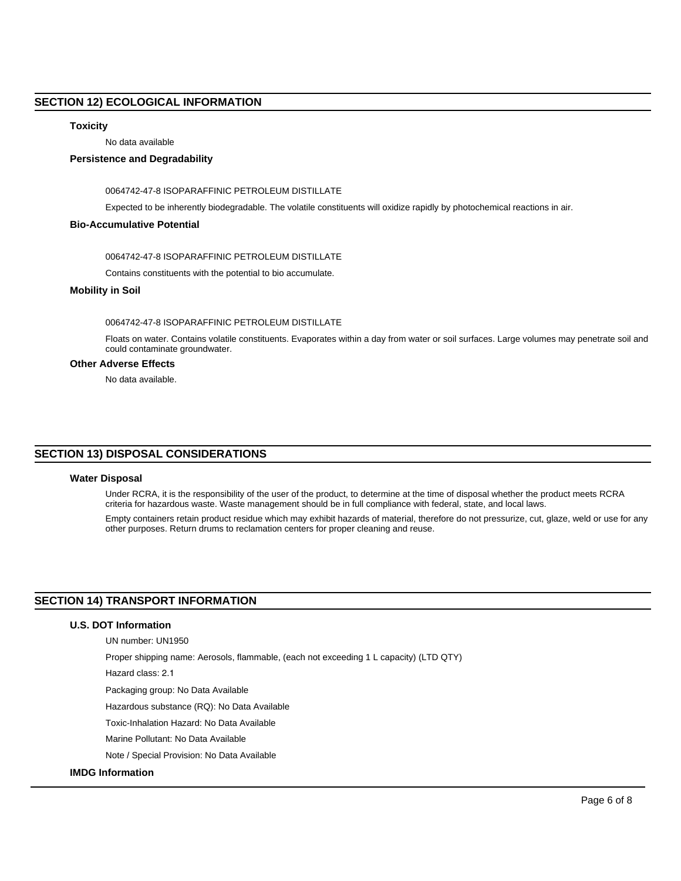## SECTION 12) ECOLOGICAL INFORMATION

### Toxicity

No data available

### Persistence and Degradability

0064742-47-8 ISOPARAFFINIC PETROLEUM DISTILLATE

Expected to be inherently biodegradable. The volatile constituents will oxidize rapidly by photochemical reactions in air.

### Bio-Accumulative Potential

0064742-47-8 ISOPARAFFINIC PETROLEUM DISTILLATE

Contains constituents with the potential to bio accumulate.

### Mobility in Soil

0064742-47-8 ISOPARAFFINIC PETROLEUM DISTILLATE

Floats on water. Contains volatile constituents. Evaporates within a day from water or soil surfaces. Large volumes may penetrate soil and could contaminate groundwater.

### Other Adverse Effects

No data available.

## SECTION 13) DISPOSAL CONSIDERATIONS

### Water Disposal

Under RCRA, it is the responsibility of the user of the product, to determine at the time of disposal whether the product meets RCRA criteria for hazardous waste. Waste management should be in full compliance with federal, state, and local laws.

Empty containers retain product residue which may exhibit hazards of material, therefore do not pressurize, cut, glaze, weld or use for any other purposes. Return drums to reclamation centers for proper cleaning and reuse.

## SECTION 14) TRANSPORT INFORMATION

### U.S. DOT Information

UN number: UN1950

Proper shipping name: Aerosols, flammable, (each not exceeding 1 L capacity) (LTD QTY)

Hazard class: 2.1

Packaging group: No Data Available

Hazardous substance (RQ): No Data Available

Toxic-Inhalation Hazard: No Data Available

Marine Pollutant: No Data Available

Note / Special Provision: No Data Available

### IMDG Information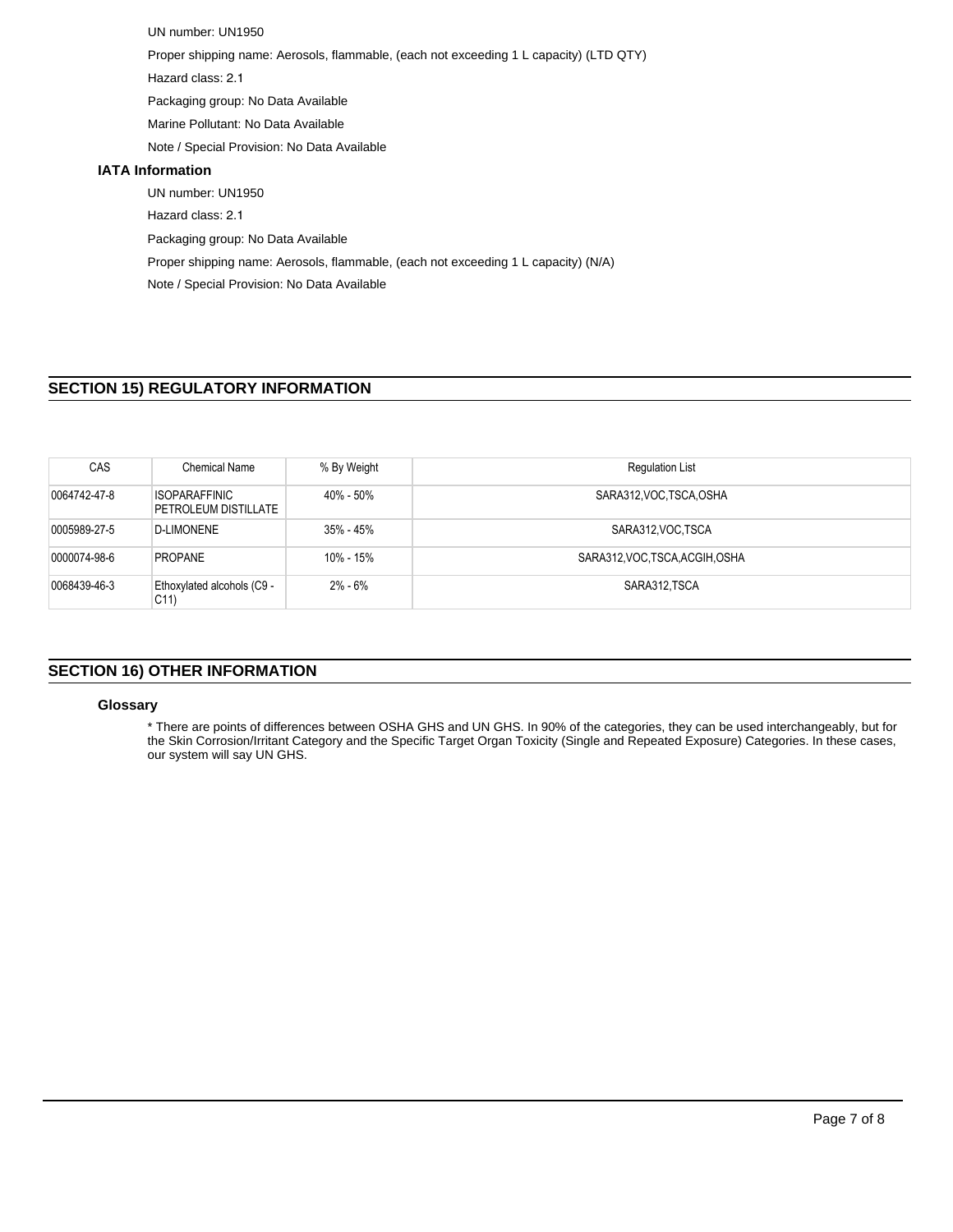UN number: UN1950

Proper shipping name: Aerosols, flammable, (each not exceeding 1 L capacity) (LTD QTY)

Hazard class: 2.1

Packaging group: No Data Available

Marine Pollutant: No Data Available

Note / Special Provision: No Data Available

### IATA Information

UN number: UN1950

Hazard class: 2.1

Packaging group: No Data Available

Proper shipping name: Aerosols, flammable, (each not exceeding 1 L capacity) (N/A)

Note / Special Provision: No Data Available

## SECTION 15) REGULATORY INFORMATION

| CAS | Chemical Name | % By Weight | Regulation List |
|---|---|---|---|
| 0064742-47-8 | ISOPARAFFINIC PETROLEUM DISTILLATE | 40% - 50% | SARA312,VOC,TSCA,OSHA |
| 0005989-27-5 | D-LIMONENE | 35% - 45% | SARA312,VOC,TSCA |
| 0000074-98-6 | PROPANE | 10% - 15% | SARA312,VOC,TSCA,ACGIH,OSHA |
| 0068439-46-3 | Ethoxylated alcohols (C9 - C11) | 2% - 6% | SARA312,TSCA |

## SECTION 16) OTHER INFORMATION

### Glossary

* There are points of differences between OSHA GHS and UN GHS. In 90% of the categories, they can be used interchangeably, but for the Skin Corrosion/Irritant Category and the Specific Target Organ Toxicity (Single and Repeated Exposure) Categories. In these cases, our system will say UN GHS.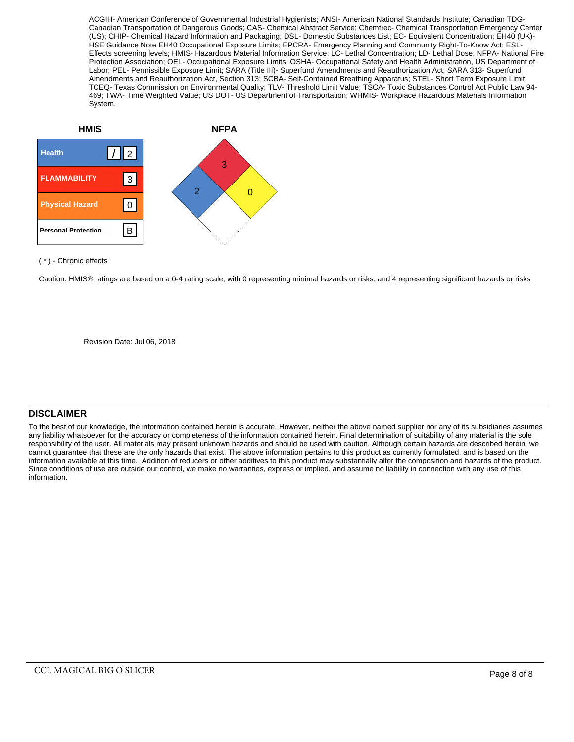ACGIH- American Conference of Governmental Industrial Hygienists; ANSI- American National Standards Institute; Canadian TDG- Canadian Transportation of Dangerous Goods; CAS- Chemical Abstract Service; Chemtrec- Chemical Transportation Emergency Center (US); CHIP- Chemical Hazard Information and Packaging; DSL- Domestic Substances List; EC- Equivalent Concentration; EH40 (UK)- HSE Guidance Note EH40 Occupational Exposure Limits; EPCRA- Emergency Planning and Community Right-To-Know Act; ESL- Effects screening levels; HMIS- Hazardous Material Information Service; LC- Lethal Concentration; LD- Lethal Dose; NFPA- National Fire Protection Association; OEL- Occupational Exposure Limits; OSHA- Occupational Safety and Health Administration, US Department of Labor; PEL- Permissible Exposure Limit; SARA (Title III)- Superfund Amendments and Reauthorization Act; SARA 313- Superfund Amendments and Reauthorization Act, Section 313; SCBA- Self-Contained Breathing Apparatus; STEL- Short Term Exposure Limit; TCEQ- Texas Commission on Environmental Quality; TLV- Threshold Limit Value; TSCA- Toxic Substances Control Act Public Law 94-469; TWA- Time Weighted Value; US DOT- US Department of Transportation; WHMIS- Workplace Hazardous Materials Information System.

**HMIS**

| | |
|---|---|
| Health | / 2 |
| FLAMMABILITY | 3 |
| Physical Hazard | 0 |
| Personal Protection | B |

**NFPA**

3

2

0

( * ) - Chronic effects

Caution: HMIS® ratings are based on a 0-4 rating scale, with 0 representing minimal hazards or risks, and 4 representing significant hazards or risks

Revision Date: Jul 06, 2018

## DISCLAIMER

To the best of our knowledge, the information contained herein is accurate. However, neither the above named supplier nor any of its subsidiaries assumes any liability whatsoever for the accuracy or completeness of the information contained herein. Final determination of suitability of any material is the sole responsibility of the user. All materials may present unknown hazards and should be used with caution. Although certain hazards are described herein, we cannot guarantee that these are the only hazards that exist. The above information pertains to this product as currently formulated, and is based on the information available at this time. Addition of reducers or other additives to this product may substantially alter the composition and hazards of the product. Since conditions of use are outside our control, we make no warranties, express or implied, and assume no liability in connection with any use of this information.